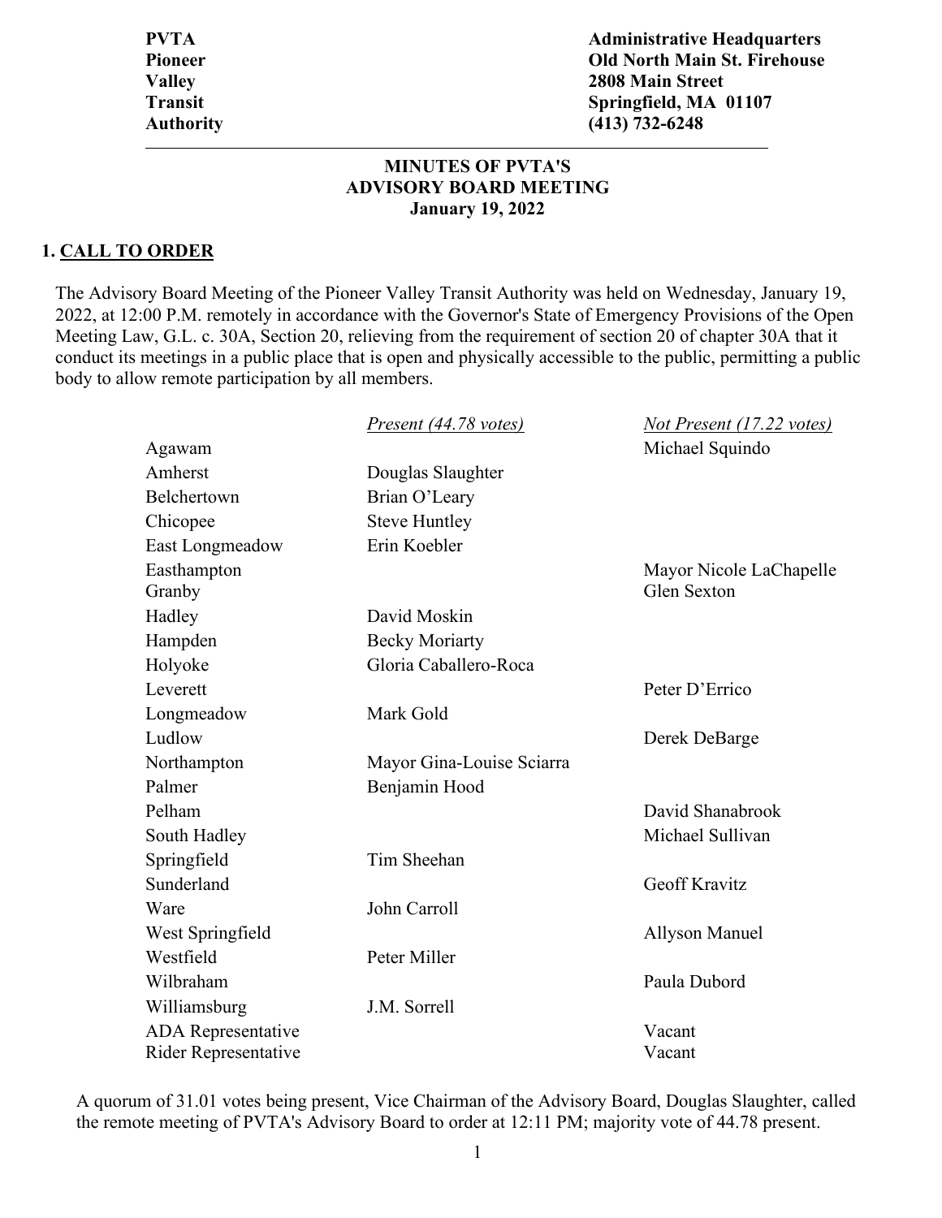| | |
|---|---|
| **PVTA** | **Administrative Headquarters** |
| **Pioneer** | **Old North Main St. Firehouse** |
| **Valley** | **2808 Main Street** |
| **Transit** | **Springfield, MA 01107** |
| **Authority** | **(413) 732-6248** |

**MINUTES OF PVTA'S**
**ADVISORY BOARD MEETING**
**January 19, 2022**

## 1. CALL TO ORDER

The Advisory Board Meeting of the Pioneer Valley Transit Authority was held on Wednesday, January 19, 2022, at 12:00 P.M. remotely in accordance with the Governor's State of Emergency Provisions of the Open Meeting Law, G.L. c. 30A, Section 20, relieving from the requirement of section 20 of chapter 30A that it conduct its meetings in a public place that is open and physically accessible to the public, permitting a public body to allow remote participation by all members.

| | *Present (44.78 votes)* | *Not Present (17.22 votes)* |
|---|---|---|
| Agawam | | Michael Squindo |
| Amherst | Douglas Slaughter | |
| Belchertown | Brian O'Leary | |
| Chicopee | Steve Huntley | |
| East Longmeadow | Erin Koebler | |
| Easthampton | | Mayor Nicole LaChapelle |
| Granby | | Glen Sexton |
| Hadley | David Moskin | |
| Hampden | Becky Moriarty | |
| Holyoke | Gloria Caballero-Roca | |
| Leverett | | Peter D'Errico |
| Longmeadow | Mark Gold | |
| Ludlow | | Derek DeBarge |
| Northampton | Mayor Gina-Louise Sciarra | |
| Palmer | Benjamin Hood | |
| Pelham | | David Shanabrook |
| South Hadley | | Michael Sullivan |
| Springfield | Tim Sheehan | |
| Sunderland | | Geoff Kravitz |
| Ware | John Carroll | |
| West Springfield | | Allyson Manuel |
| Westfield | Peter Miller | |
| Wilbraham | | Paula Dubord |
| Williamsburg | J.M. Sorrell | |
| ADA Representative | | Vacant |
| Rider Representative | | Vacant |

A quorum of 31.01 votes being present, Vice Chairman of the Advisory Board, Douglas Slaughter, called the remote meeting of PVTA's Advisory Board to order at 12:11 PM; majority vote of 44.78 present.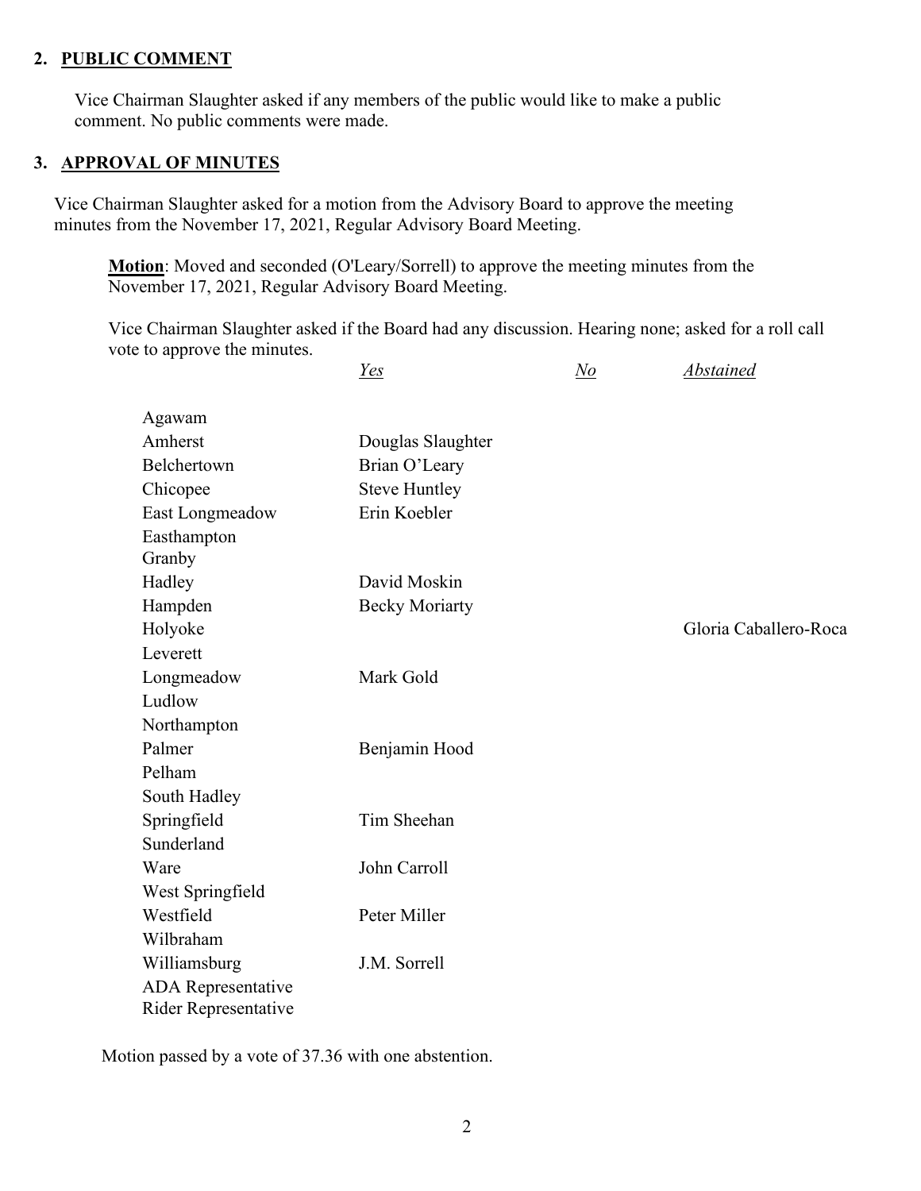## 2. PUBLIC COMMENT

Vice Chairman Slaughter asked if any members of the public would like to make a public comment. No public comments were made.

## 3. APPROVAL OF MINUTES

Vice Chairman Slaughter asked for a motion from the Advisory Board to approve the meeting minutes from the November 17, 2021, Regular Advisory Board Meeting.

**Motion**: Moved and seconded (O'Leary/Sorrell) to approve the meeting minutes from the November 17, 2021, Regular Advisory Board Meeting.

Vice Chairman Slaughter asked if the Board had any discussion. Hearing none; asked for a roll call vote to approve the minutes.

| | *Yes* | *No* | *Abstained* |
|---|---|---|---|
| Agawam | | | |
| Amherst | Douglas Slaughter | | |
| Belchertown | Brian O'Leary | | |
| Chicopee | Steve Huntley | | |
| East Longmeadow | Erin Koebler | | |
| Easthampton | | | |
| Granby | | | |
| Hadley | David Moskin | | |
| Hampden | Becky Moriarty | | |
| Holyoke | | | Gloria Caballero-Roca |
| Leverett | | | |
| Longmeadow | Mark Gold | | |
| Ludlow | | | |
| Northampton | | | |
| Palmer | Benjamin Hood | | |
| Pelham | | | |
| South Hadley | | | |
| Springfield | Tim Sheehan | | |
| Sunderland | | | |
| Ware | John Carroll | | |
| West Springfield | | | |
| Westfield | Peter Miller | | |
| Wilbraham | | | |
| Williamsburg | J.M. Sorrell | | |
| ADA Representative | | | |
| Rider Representative | | | |

Motion passed by a vote of 37.36 with one abstention.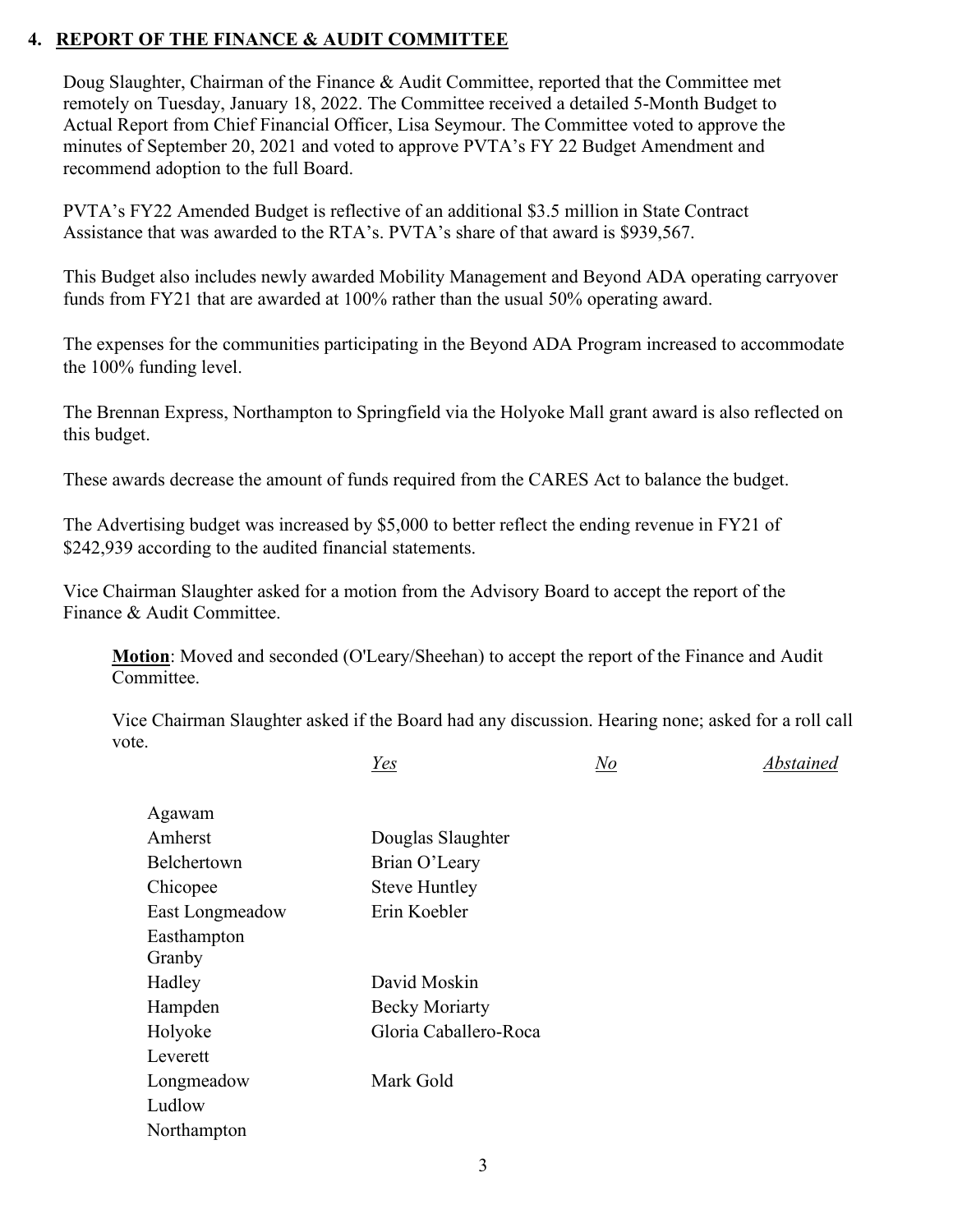## 4. REPORT OF THE FINANCE & AUDIT COMMITTEE

Doug Slaughter, Chairman of the Finance & Audit Committee, reported that the Committee met remotely on Tuesday, January 18, 2022. The Committee received a detailed 5-Month Budget to Actual Report from Chief Financial Officer, Lisa Seymour. The Committee voted to approve the minutes of September 20, 2021 and voted to approve PVTA's FY 22 Budget Amendment and recommend adoption to the full Board.

PVTA's FY22 Amended Budget is reflective of an additional $3.5 million in State Contract Assistance that was awarded to the RTA's. PVTA's share of that award is $939,567.

This Budget also includes newly awarded Mobility Management and Beyond ADA operating carryover funds from FY21 that are awarded at 100% rather than the usual 50% operating award.

The expenses for the communities participating in the Beyond ADA Program increased to accommodate the 100% funding level.

The Brennan Express, Northampton to Springfield via the Holyoke Mall grant award is also reflected on this budget.

These awards decrease the amount of funds required from the CARES Act to balance the budget.

The Advertising budget was increased by $5,000 to better reflect the ending revenue in FY21 of $242,939 according to the audited financial statements.

Vice Chairman Slaughter asked for a motion from the Advisory Board to accept the report of the Finance & Audit Committee.

**Motion**: Moved and seconded (O'Leary/Sheehan) to accept the report of the Finance and Audit Committee.

Vice Chairman Slaughter asked if the Board had any discussion. Hearing none; asked for a roll call vote.

| | *Yes* | *No* | *Abstained* |
|---|---|---|---|
| Agawam | | | |
| Amherst | Douglas Slaughter | | |
| Belchertown | Brian O'Leary | | |
| Chicopee | Steve Huntley | | |
| East Longmeadow | Erin Koebler | | |
| Easthampton | | | |
| Granby | | | |
| Hadley | David Moskin | | |
| Hampden | Becky Moriarty | | |
| Holyoke | Gloria Caballero-Roca | | |
| Leverett | | | |
| Longmeadow | Mark Gold | | |
| Ludlow | | | |
| Northampton | | | |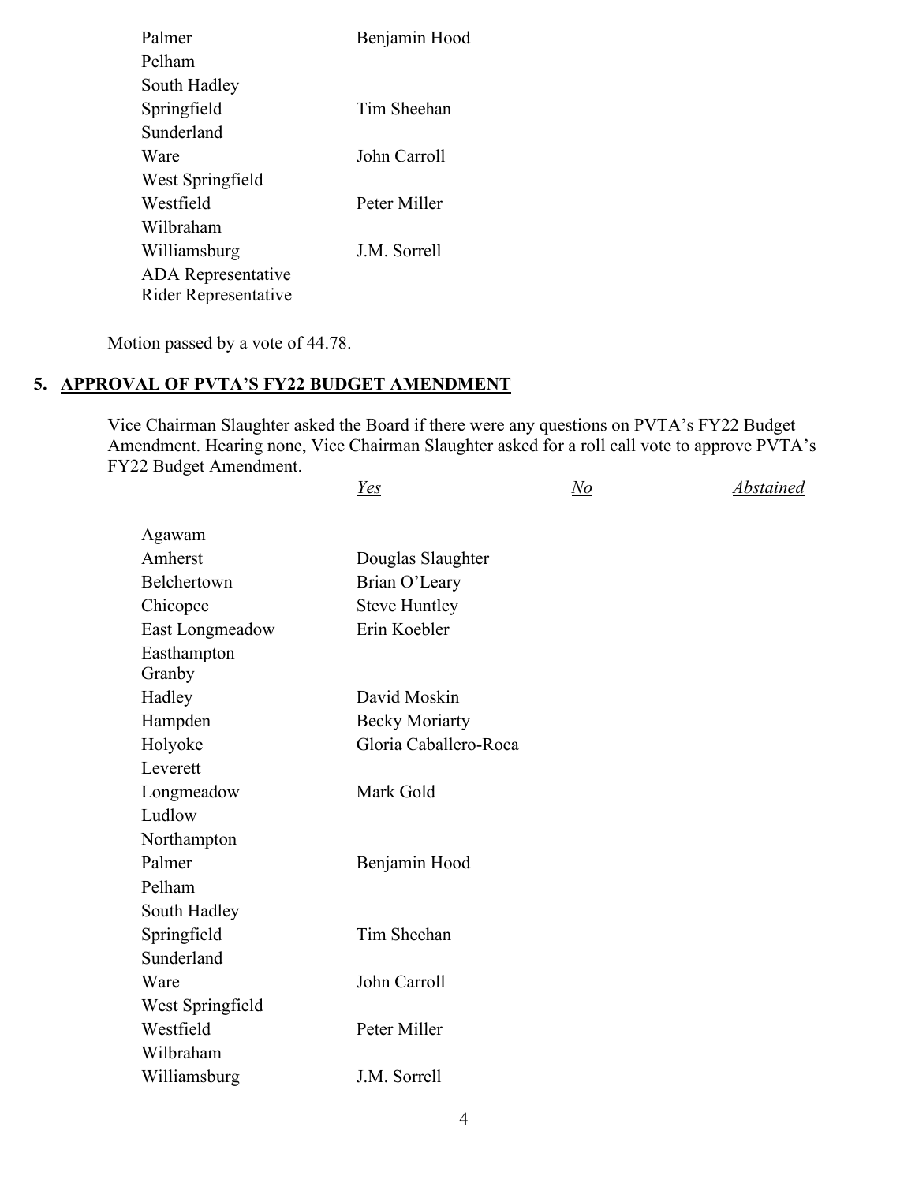| | Yes | No | Abstained |
|---|---|---|---|
| Palmer | Benjamin Hood | | |
| Pelham | | | |
| South Hadley | | | |
| Springfield | Tim Sheehan | | |
| Sunderland | | | |
| Ware | John Carroll | | |
| West Springfield | | | |
| Westfield | Peter Miller | | |
| Wilbraham | | | |
| Williamsburg | J.M. Sorrell | | |
| ADA Representative | | | |
| Rider Representative | | | |

Motion passed by a vote of 44.78.

## 5. APPROVAL OF PVTA'S FY22 BUDGET AMENDMENT

Vice Chairman Slaughter asked the Board if there were any questions on PVTA's FY22 Budget Amendment. Hearing none, Vice Chairman Slaughter asked for a roll call vote to approve PVTA's FY22 Budget Amendment.

| | *Yes* | *No* | *Abstained* |
|---|---|---|---|
| Agawam | | | |
| Amherst | Douglas Slaughter | | |
| Belchertown | Brian O'Leary | | |
| Chicopee | Steve Huntley | | |
| East Longmeadow | Erin Koebler | | |
| Easthampton | | | |
| Granby | | | |
| Hadley | David Moskin | | |
| Hampden | Becky Moriarty | | |
| Holyoke | Gloria Caballero-Roca | | |
| Leverett | | | |
| Longmeadow | Mark Gold | | |
| Ludlow | | | |
| Northampton | | | |
| Palmer | Benjamin Hood | | |
| Pelham | | | |
| South Hadley | | | |
| Springfield | Tim Sheehan | | |
| Sunderland | | | |
| Ware | John Carroll | | |
| West Springfield | | | |
| Westfield | Peter Miller | | |
| Wilbraham | | | |
| Williamsburg | J.M. Sorrell | | |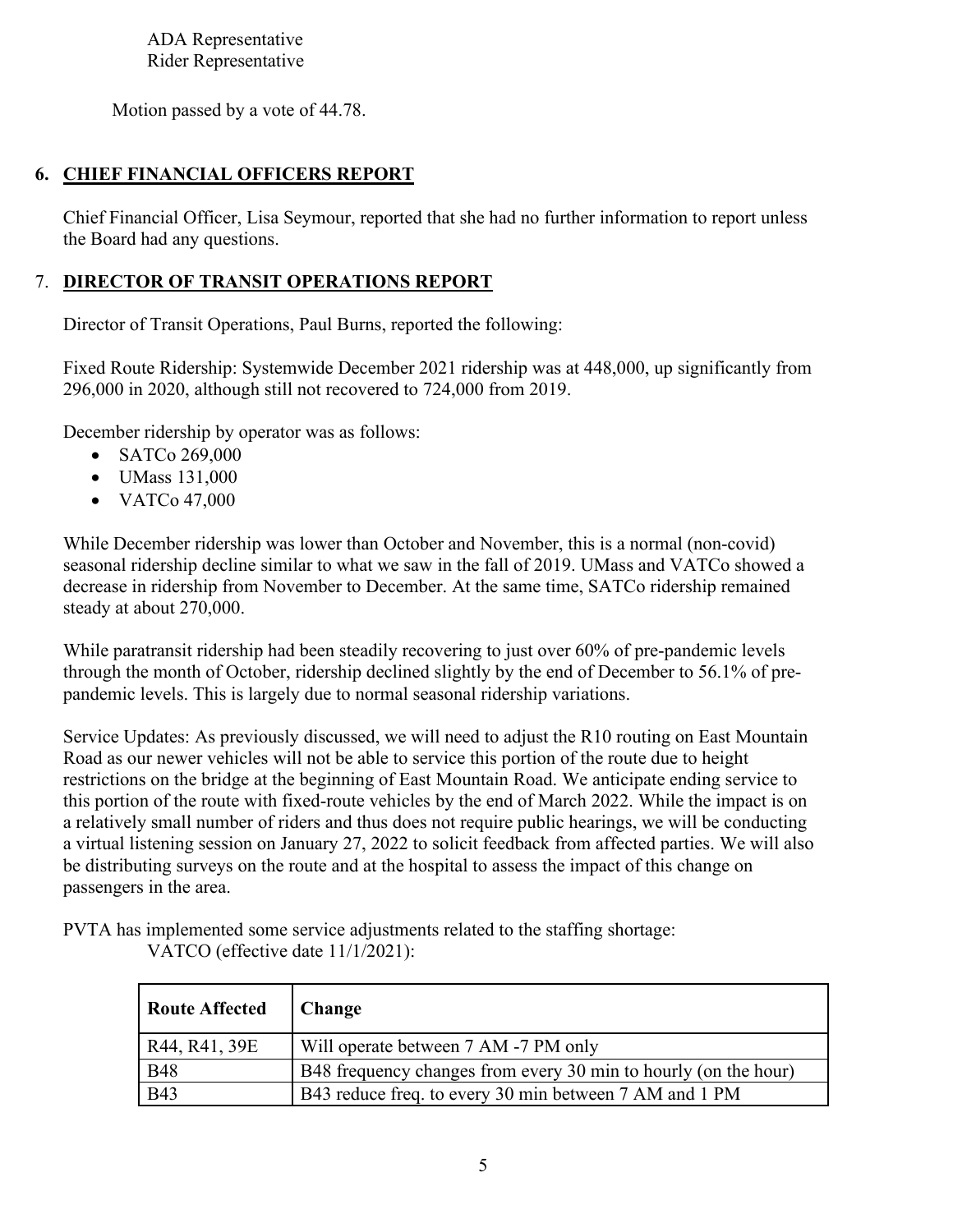ADA Representative
Rider Representative

Motion passed by a vote of 44.78.

## 6. CHIEF FINANCIAL OFFICERS REPORT

Chief Financial Officer, Lisa Seymour, reported that she had no further information to report unless the Board had any questions.

## 7. DIRECTOR OF TRANSIT OPERATIONS REPORT

Director of Transit Operations, Paul Burns, reported the following:

Fixed Route Ridership: Systemwide December 2021 ridership was at 448,000, up significantly from 296,000 in 2020, although still not recovered to 724,000 from 2019.

December ridership by operator was as follows:

- SATCo 269,000
- UMass 131,000
- VATCo 47,000

While December ridership was lower than October and November, this is a normal (non-covid) seasonal ridership decline similar to what we saw in the fall of 2019. UMass and VATCo showed a decrease in ridership from November to December. At the same time, SATCo ridership remained steady at about 270,000.

While paratransit ridership had been steadily recovering to just over 60% of pre-pandemic levels through the month of October, ridership declined slightly by the end of December to 56.1% of pre-pandemic levels. This is largely due to normal seasonal ridership variations.

Service Updates: As previously discussed, we will need to adjust the R10 routing on East Mountain Road as our newer vehicles will not be able to service this portion of the route due to height restrictions on the bridge at the beginning of East Mountain Road. We anticipate ending service to this portion of the route with fixed-route vehicles by the end of March 2022. While the impact is on a relatively small number of riders and thus does not require public hearings, we will be conducting a virtual listening session on January 27, 2022 to solicit feedback from affected parties. We will also be distributing surveys on the route and at the hospital to assess the impact of this change on passengers in the area.

PVTA has implemented some service adjustments related to the staffing shortage:
VATCO (effective date 11/1/2021):

| Route Affected | Change |
|---|---|
| R44, R41, 39E | Will operate between 7 AM -7 PM only |
| B48 | B48 frequency changes from every 30 min to hourly (on the hour) |
| B43 | B43 reduce freq. to every 30 min between 7 AM and 1 PM |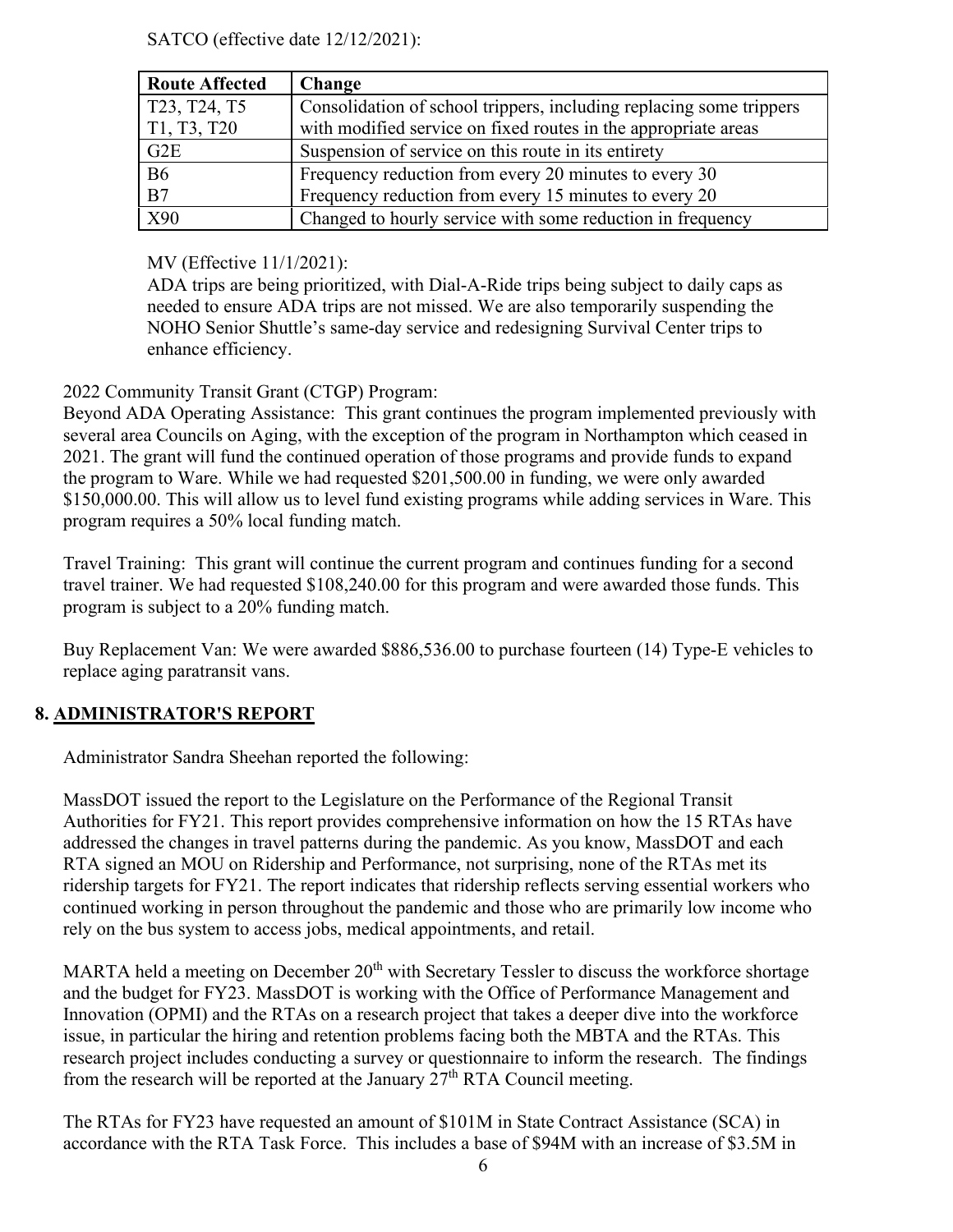SATCO (effective date 12/12/2021):

| Route Affected | Change |
|---|---|
| T23, T24, T5<br>T1, T3, T20 | Consolidation of school trippers, including replacing some trippers with modified service on fixed routes in the appropriate areas |
| G2E | Suspension of service on this route in its entirety |
| B6<br>B7 | Frequency reduction from every 20 minutes to every 30<br>Frequency reduction from every 15 minutes to every 20 |
| X90 | Changed to hourly service with some reduction in frequency |

MV (Effective 11/1/2021):
ADA trips are being prioritized, with Dial-A-Ride trips being subject to daily caps as needed to ensure ADA trips are not missed. We are also temporarily suspending the NOHO Senior Shuttle's same-day service and redesigning Survival Center trips to enhance efficiency.

2022 Community Transit Grant (CTGP) Program:
Beyond ADA Operating Assistance: This grant continues the program implemented previously with several area Councils on Aging, with the exception of the program in Northampton which ceased in 2021. The grant will fund the continued operation of those programs and provide funds to expand the program to Ware. While we had requested $201,500.00 in funding, we were only awarded $150,000.00. This will allow us to level fund existing programs while adding services in Ware. This program requires a 50% local funding match.

Travel Training: This grant will continue the current program and continues funding for a second travel trainer. We had requested $108,240.00 for this program and were awarded those funds. This program is subject to a 20% funding match.

Buy Replacement Van: We were awarded $886,536.00 to purchase fourteen (14) Type-E vehicles to replace aging paratransit vans.

## 8. ADMINISTRATOR'S REPORT

Administrator Sandra Sheehan reported the following:

MassDOT issued the report to the Legislature on the Performance of the Regional Transit Authorities for FY21. This report provides comprehensive information on how the 15 RTAs have addressed the changes in travel patterns during the pandemic. As you know, MassDOT and each RTA signed an MOU on Ridership and Performance, not surprising, none of the RTAs met its ridership targets for FY21. The report indicates that ridership reflects serving essential workers who continued working in person throughout the pandemic and those who are primarily low income who rely on the bus system to access jobs, medical appointments, and retail.

MARTA held a meeting on December 20th with Secretary Tessler to discuss the workforce shortage and the budget for FY23. MassDOT is working with the Office of Performance Management and Innovation (OPMI) and the RTAs on a research project that takes a deeper dive into the workforce issue, in particular the hiring and retention problems facing both the MBTA and the RTAs. This research project includes conducting a survey or questionnaire to inform the research. The findings from the research will be reported at the January 27th RTA Council meeting.

The RTAs for FY23 have requested an amount of $101M in State Contract Assistance (SCA) in accordance with the RTA Task Force. This includes a base of $94M with an increase of $3.5M in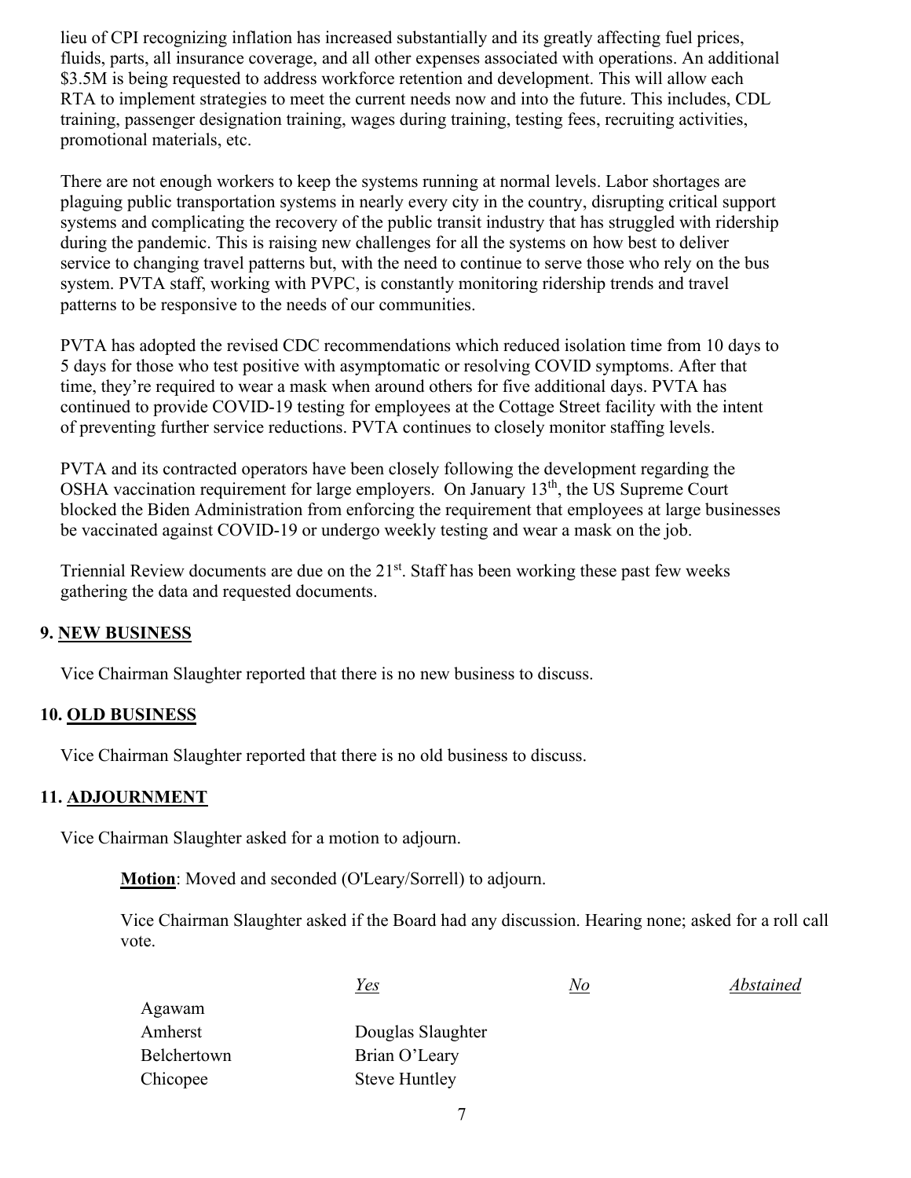lieu of CPI recognizing inflation has increased substantially and its greatly affecting fuel prices, fluids, parts, all insurance coverage, and all other expenses associated with operations. An additional $3.5M is being requested to address workforce retention and development. This will allow each RTA to implement strategies to meet the current needs now and into the future. This includes, CDL training, passenger designation training, wages during training, testing fees, recruiting activities, promotional materials, etc.

There are not enough workers to keep the systems running at normal levels. Labor shortages are plaguing public transportation systems in nearly every city in the country, disrupting critical support systems and complicating the recovery of the public transit industry that has struggled with ridership during the pandemic. This is raising new challenges for all the systems on how best to deliver service to changing travel patterns but, with the need to continue to serve those who rely on the bus system. PVTA staff, working with PVPC, is constantly monitoring ridership trends and travel patterns to be responsive to the needs of our communities.

PVTA has adopted the revised CDC recommendations which reduced isolation time from 10 days to 5 days for those who test positive with asymptomatic or resolving COVID symptoms. After that time, they're required to wear a mask when around others for five additional days. PVTA has continued to provide COVID-19 testing for employees at the Cottage Street facility with the intent of preventing further service reductions. PVTA continues to closely monitor staffing levels.

PVTA and its contracted operators have been closely following the development regarding the OSHA vaccination requirement for large employers. On January 13th, the US Supreme Court blocked the Biden Administration from enforcing the requirement that employees at large businesses be vaccinated against COVID-19 or undergo weekly testing and wear a mask on the job.

Triennial Review documents are due on the 21st. Staff has been working these past few weeks gathering the data and requested documents.

## 9. NEW BUSINESS

Vice Chairman Slaughter reported that there is no new business to discuss.

## 10. OLD BUSINESS

Vice Chairman Slaughter reported that there is no old business to discuss.

## 11. ADJOURNMENT

Vice Chairman Slaughter asked for a motion to adjourn.

**Motion**: Moved and seconded (O'Leary/Sorrell) to adjourn.

Vice Chairman Slaughter asked if the Board had any discussion. Hearing none; asked for a roll call vote.

| | *Yes* | *No* | *Abstained* |
|---|---|---|---|
| Agawam | | | |
| Amherst | Douglas Slaughter | | |
| Belchertown | Brian O'Leary | | |
| Chicopee | Steve Huntley | | |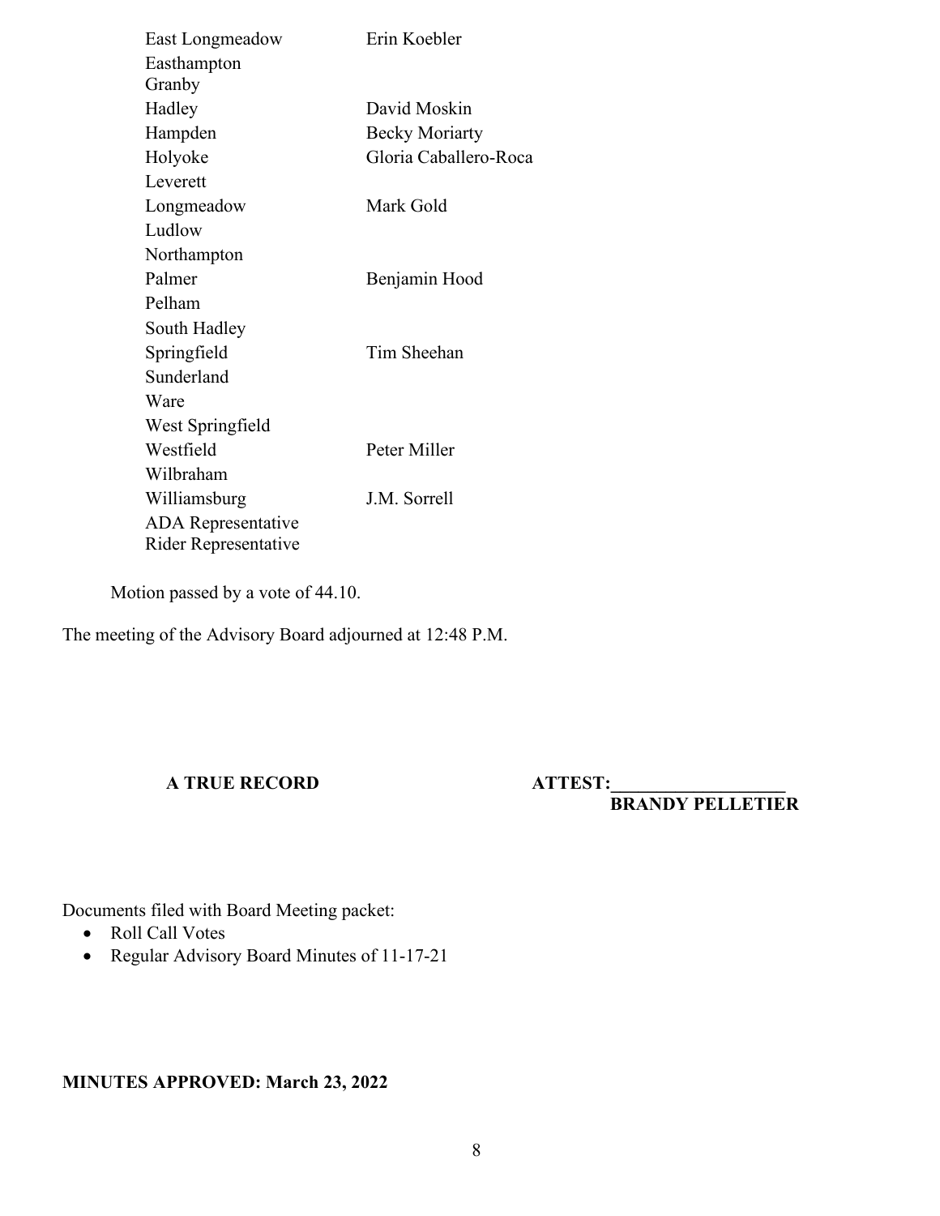| | |
|---|---|
| East Longmeadow | Erin Koebler |
| Easthampton | |
| Granby | |
| Hadley | David Moskin |
| Hampden | Becky Moriarty |
| Holyoke | Gloria Caballero-Roca |
| Leverett | |
| Longmeadow | Mark Gold |
| Ludlow | |
| Northampton | |
| Palmer | Benjamin Hood |
| Pelham | |
| South Hadley | |
| Springfield | Tim Sheehan |
| Sunderland | |
| Ware | |
| West Springfield | |
| Westfield | Peter Miller |
| Wilbraham | |
| Williamsburg | J.M. Sorrell |
| ADA Representative | |
| Rider Representative | |

Motion passed by a vote of 44.10.

The meeting of the Advisory Board adjourned at 12:48 P.M.

**A TRUE RECORD** **ATTEST:\_\_\_\_\_\_\_\_\_\_\_\_\_\_\_\_\_\_**
**BRANDY PELLETIER**

Documents filed with Board Meeting packet:

- Roll Call Votes
- Regular Advisory Board Minutes of 11-17-21

**MINUTES APPROVED: March 23, 2022**